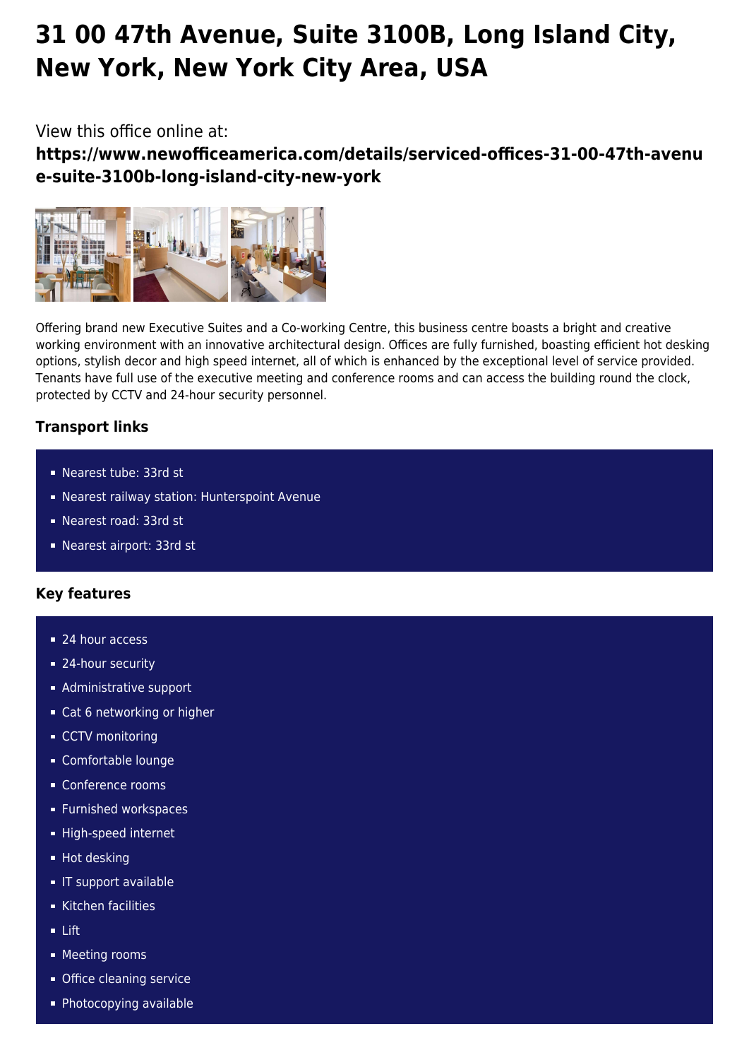# 31 00 47th Avenue, Suite 3100B, Long Island City, New York, New York City Area, USA

View this office online at:

**https://www.newofficeamerica.com/details/serviced-offices-31-00-47th-avenue-suite-3100b-long-island-city-new-york**

Offering brand new Executive Suites and a Co-working Centre, this business centre boasts a bright and creative working environment with an innovative architectural design. Offices are fully furnished, boasting efficient hot desking options, stylish decor and high speed internet, all of which is enhanced by the exceptional level of service provided. Tenants have full use of the executive meeting and conference rooms and can access the building round the clock, protected by CCTV and 24-hour security personnel.

### Transport links

- Nearest tube: 33rd st
- Nearest railway station: Hunterspoint Avenue
- Nearest road: 33rd st
- Nearest airport: 33rd st

### Key features

- 24 hour access
- 24-hour security
- Administrative support
- Cat 6 networking or higher
- CCTV monitoring
- Comfortable lounge
- Conference rooms
- Furnished workspaces
- High-speed internet
- Hot desking
- IT support available
- Kitchen facilities
- Lift
- Meeting rooms
- Office cleaning service
- Photocopying available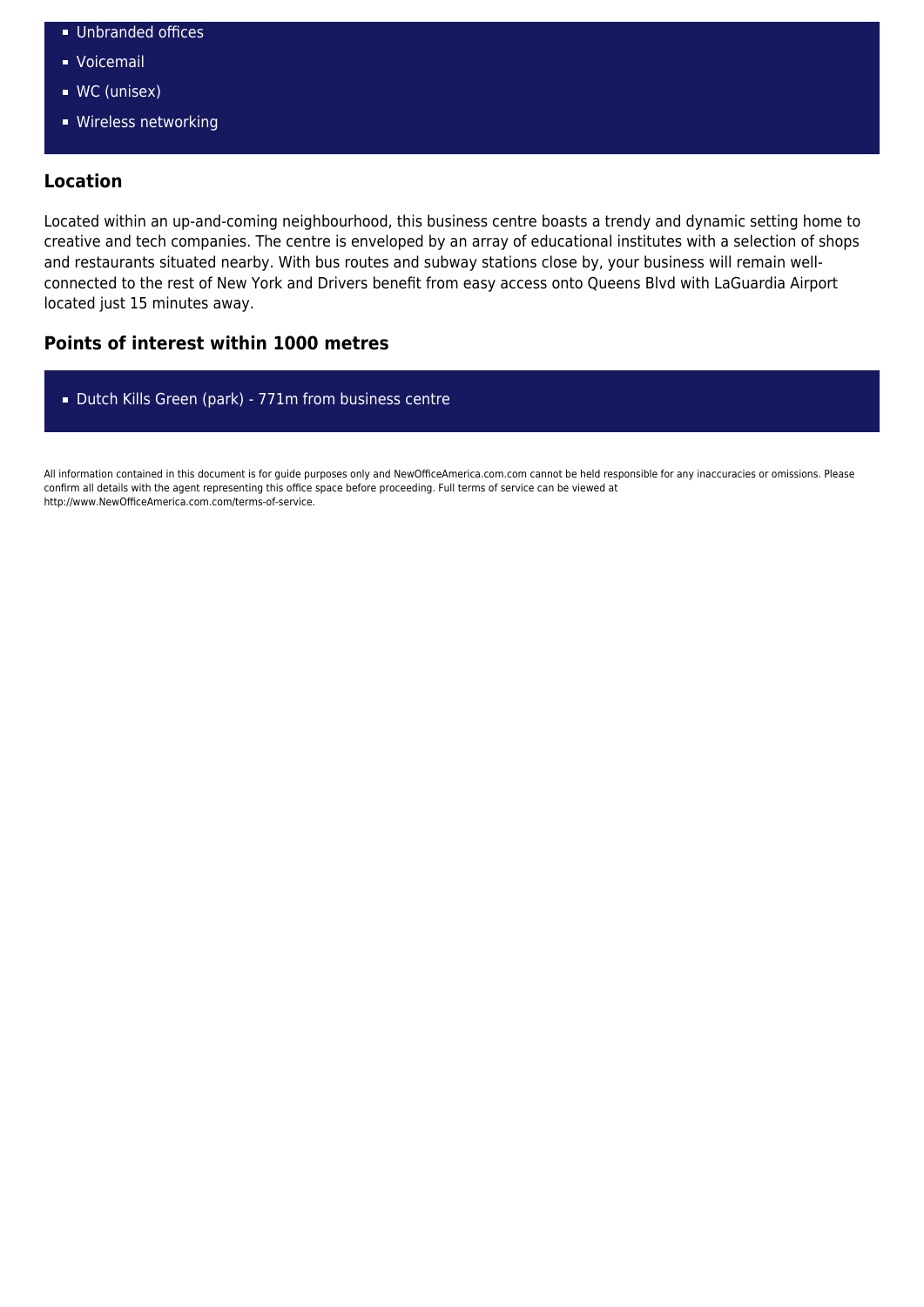- Unbranded offices
- Voicemail
- WC (unisex)
- Wireless networking

## Location

Located within an up-and-coming neighbourhood, this business centre boasts a trendy and dynamic setting home to creative and tech companies. The centre is enveloped by an array of educational institutes with a selection of shops and restaurants situated nearby. With bus routes and subway stations close by, your business will remain well-connected to the rest of New York and Drivers benefit from easy access onto Queens Blvd with LaGuardia Airport located just 15 minutes away.

## Points of interest within 1000 metres

- Dutch Kills Green (park) - 771m from business centre

All information contained in this document is for guide purposes only and NewOfficeAmerica.com.com cannot be held responsible for any inaccuracies or omissions. Please confirm all details with the agent representing this office space before proceeding. Full terms of service can be viewed at http://www.NewOfficeAmerica.com.com/terms-of-service.